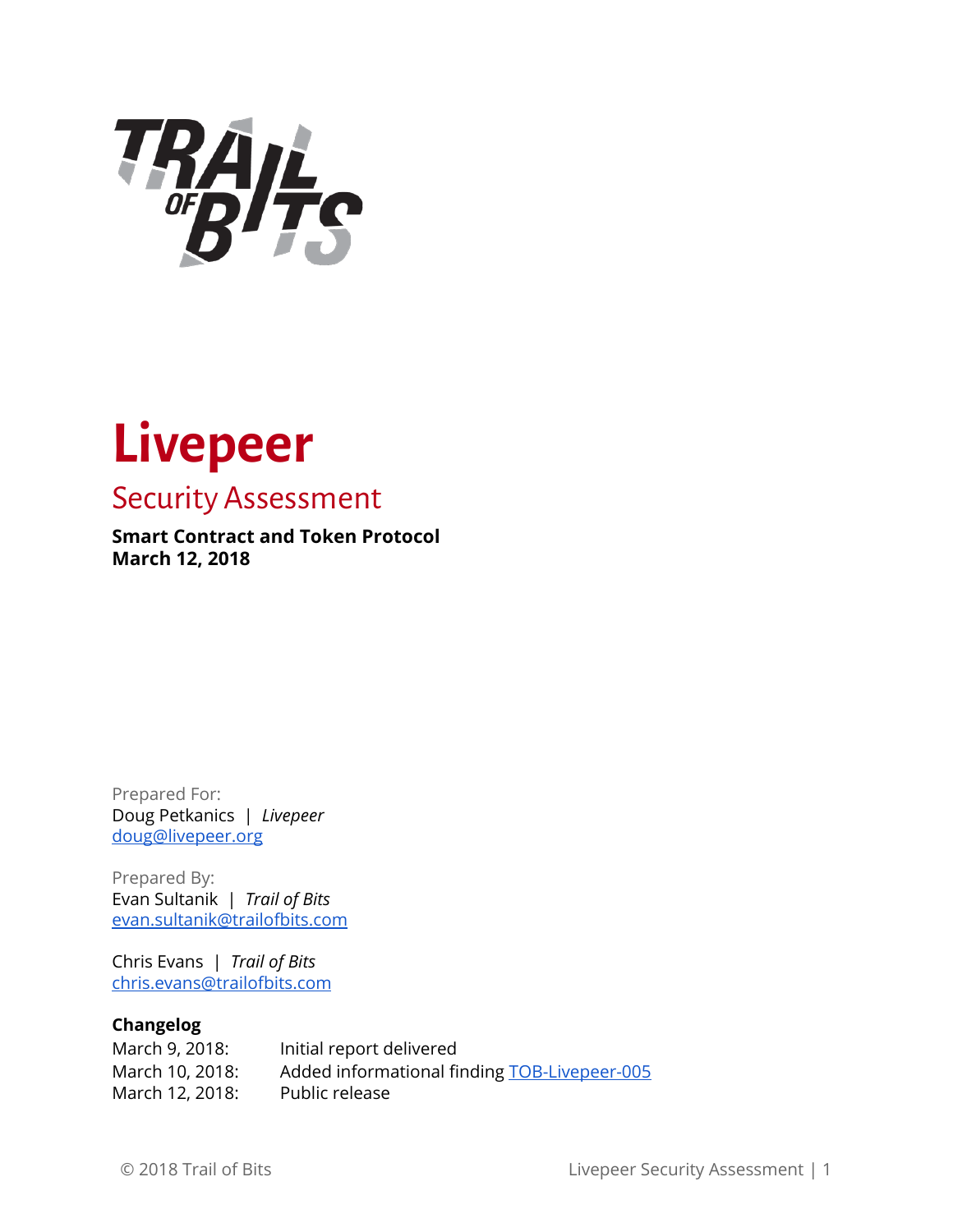# Livepeer

## Security Assessment

**Smart Contract and Token Protocol**
**March 12, 2018**

Prepared For:
Doug Petkanics | *Livepeer*
doug@livepeer.org

Prepared By:
Evan Sultanik | *Trail of Bits*
evan.sultanik@trailofbits.com

Chris Evans | *Trail of Bits*
chris.evans@trailofbits.com

**Changelog**

| | |
|---|---|
| March 9, 2018: | Initial report delivered |
| March 10, 2018: | Added informational finding TOB-Livepeer-005 |
| March 12, 2018: | Public release |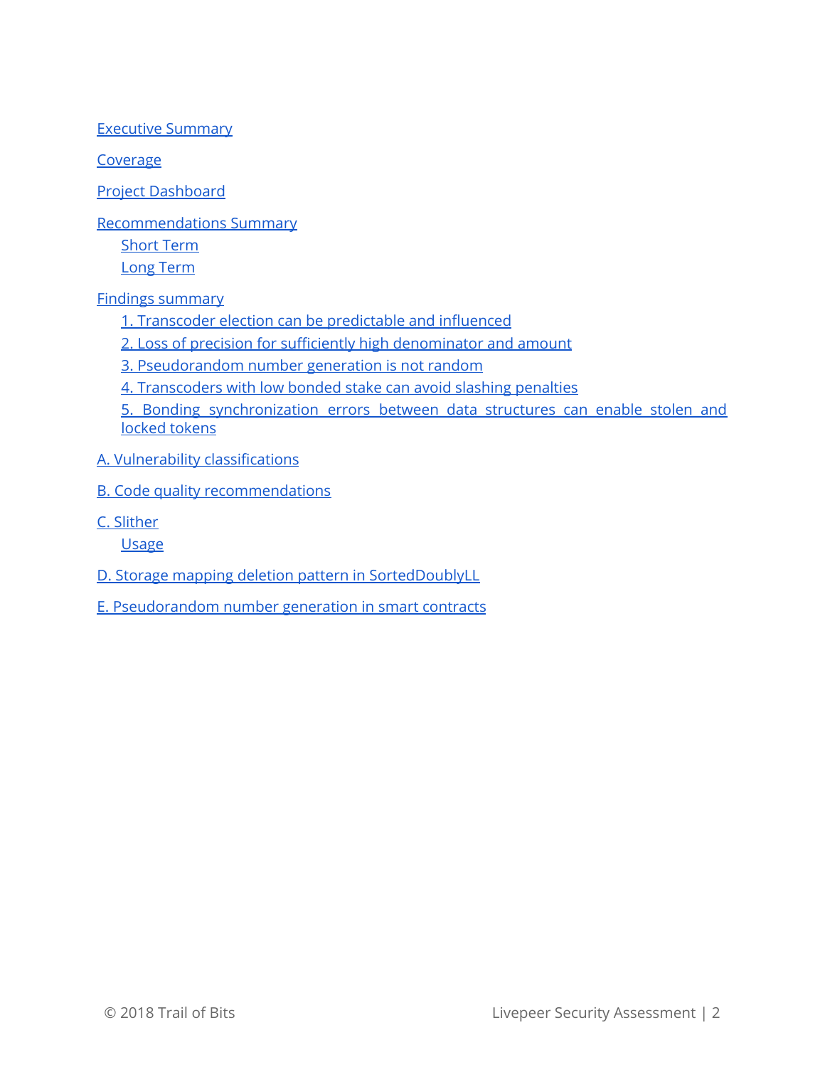Executive Summary

Coverage

Project Dashboard

Recommendations Summary
- Short Term
- Long Term

Findings summary
- 1. Transcoder election can be predictable and influenced
- 2. Loss of precision for sufficiently high denominator and amount
- 3. Pseudorandom number generation is not random
- 4. Transcoders with low bonded stake can avoid slashing penalties
- 5. Bonding synchronization errors between data structures can enable stolen and locked tokens

A. Vulnerability classifications

B. Code quality recommendations

C. Slither
- Usage

D. Storage mapping deletion pattern in SortedDoublyLL

E. Pseudorandom number generation in smart contracts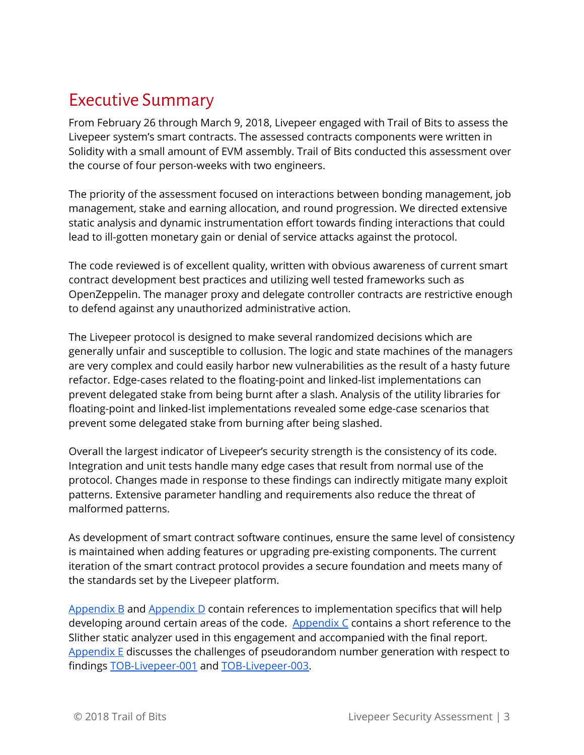# Executive Summary

From February 26 through March 9, 2018, Livepeer engaged with Trail of Bits to assess the Livepeer system's smart contracts. The assessed contracts components were written in Solidity with a small amount of EVM assembly. Trail of Bits conducted this assessment over the course of four person-weeks with two engineers.

The priority of the assessment focused on interactions between bonding management, job management, stake and earning allocation, and round progression. We directed extensive static analysis and dynamic instrumentation effort towards finding interactions that could lead to ill-gotten monetary gain or denial of service attacks against the protocol.

The code reviewed is of excellent quality, written with obvious awareness of current smart contract development best practices and utilizing well tested frameworks such as OpenZeppelin. The manager proxy and delegate controller contracts are restrictive enough to defend against any unauthorized administrative action.

The Livepeer protocol is designed to make several randomized decisions which are generally unfair and susceptible to collusion. The logic and state machines of the managers are very complex and could easily harbor new vulnerabilities as the result of a hasty future refactor. Edge-cases related to the floating-point and linked-list implementations can prevent delegated stake from being burnt after a slash. Analysis of the utility libraries for floating-point and linked-list implementations revealed some edge-case scenarios that prevent some delegated stake from burning after being slashed.

Overall the largest indicator of Livepeer's security strength is the consistency of its code. Integration and unit tests handle many edge cases that result from normal use of the protocol. Changes made in response to these findings can indirectly mitigate many exploit patterns. Extensive parameter handling and requirements also reduce the threat of malformed patterns.

As development of smart contract software continues, ensure the same level of consistency is maintained when adding features or upgrading pre-existing components. The current iteration of the smart contract protocol provides a secure foundation and meets many of the standards set by the Livepeer platform.

Appendix B and Appendix D contain references to implementation specifics that will help developing around certain areas of the code. Appendix C contains a short reference to the Slither static analyzer used in this engagement and accompanied with the final report. Appendix E discusses the challenges of pseudorandom number generation with respect to findings TOB-Livepeer-001 and TOB-Livepeer-003.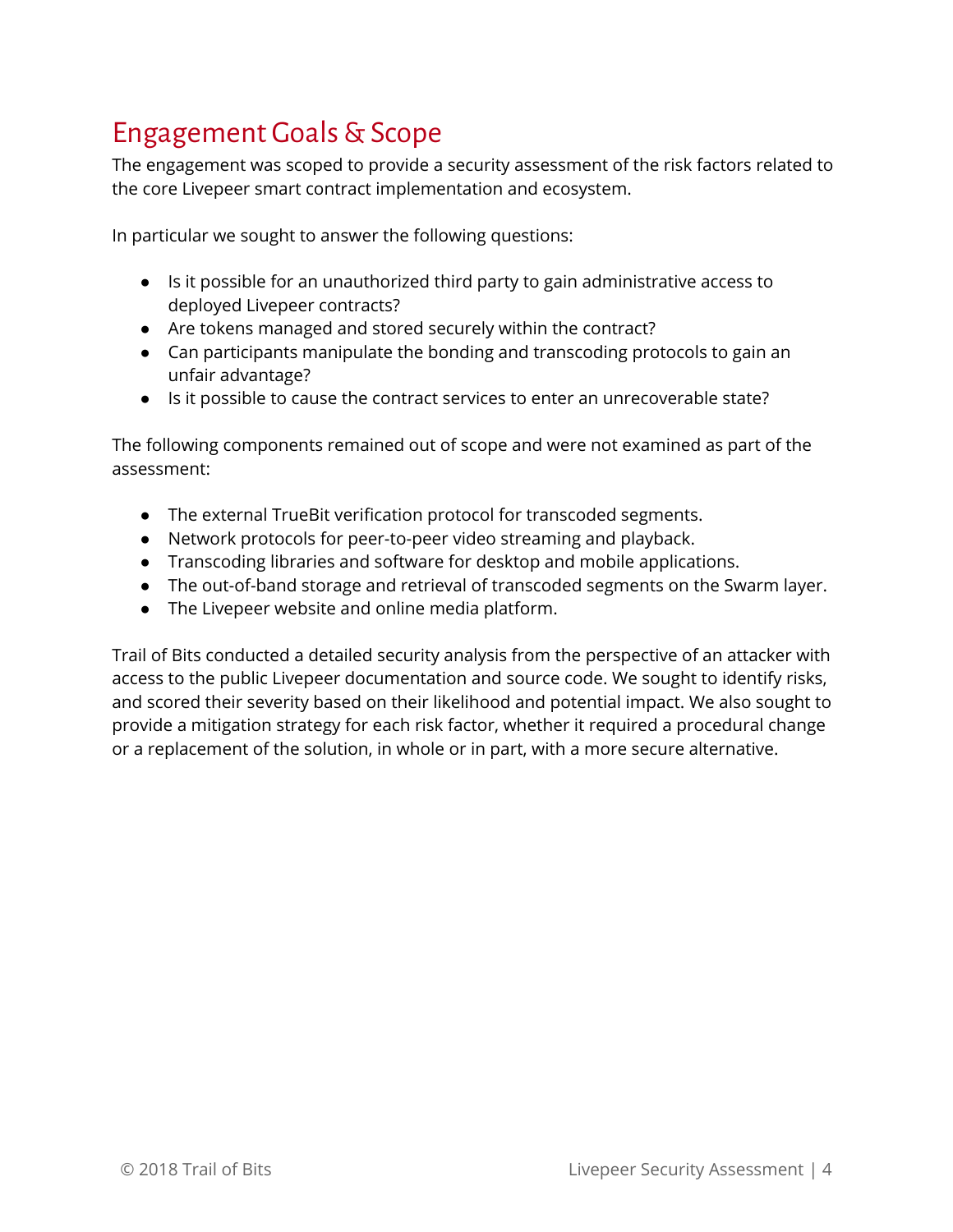# Engagement Goals & Scope

The engagement was scoped to provide a security assessment of the risk factors related to the core Livepeer smart contract implementation and ecosystem.

In particular we sought to answer the following questions:

- Is it possible for an unauthorized third party to gain administrative access to deployed Livepeer contracts?
- Are tokens managed and stored securely within the contract?
- Can participants manipulate the bonding and transcoding protocols to gain an unfair advantage?
- Is it possible to cause the contract services to enter an unrecoverable state?

The following components remained out of scope and were not examined as part of the assessment:

- The external TrueBit verification protocol for transcoded segments.
- Network protocols for peer-to-peer video streaming and playback.
- Transcoding libraries and software for desktop and mobile applications.
- The out-of-band storage and retrieval of transcoded segments on the Swarm layer.
- The Livepeer website and online media platform.

Trail of Bits conducted a detailed security analysis from the perspective of an attacker with access to the public Livepeer documentation and source code. We sought to identify risks, and scored their severity based on their likelihood and potential impact. We also sought to provide a mitigation strategy for each risk factor, whether it required a procedural change or a replacement of the solution, in whole or in part, with a more secure alternative.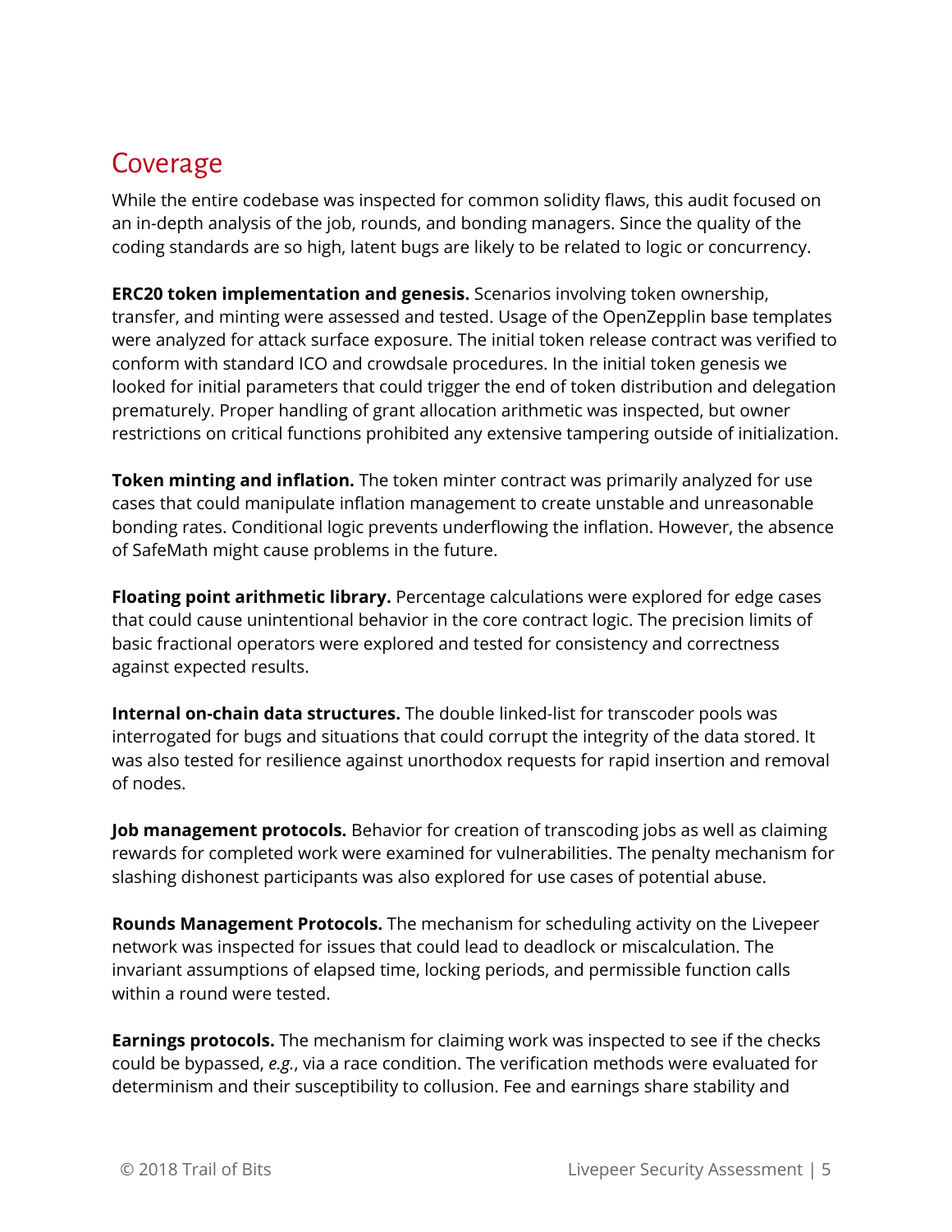# Coverage

While the entire codebase was inspected for common solidity flaws, this audit focused on an in-depth analysis of the job, rounds, and bonding managers. Since the quality of the coding standards are so high, latent bugs are likely to be related to logic or concurrency.

**ERC20 token implementation and genesis.** Scenarios involving token ownership, transfer, and minting were assessed and tested. Usage of the OpenZepplin base templates were analyzed for attack surface exposure. The initial token release contract was verified to conform with standard ICO and crowdsale procedures. In the initial token genesis we looked for initial parameters that could trigger the end of token distribution and delegation prematurely. Proper handling of grant allocation arithmetic was inspected, but owner restrictions on critical functions prohibited any extensive tampering outside of initialization.

**Token minting and inflation.** The token minter contract was primarily analyzed for use cases that could manipulate inflation management to create unstable and unreasonable bonding rates. Conditional logic prevents underflowing the inflation. However, the absence of SafeMath might cause problems in the future.

**Floating point arithmetic library.** Percentage calculations were explored for edge cases that could cause unintentional behavior in the core contract logic. The precision limits of basic fractional operators were explored and tested for consistency and correctness against expected results.

**Internal on-chain data structures.** The double linked-list for transcoder pools was interrogated for bugs and situations that could corrupt the integrity of the data stored. It was also tested for resilience against unorthodox requests for rapid insertion and removal of nodes.

**Job management protocols.** Behavior for creation of transcoding jobs as well as claiming rewards for completed work were examined for vulnerabilities. The penalty mechanism for slashing dishonest participants was also explored for use cases of potential abuse.

**Rounds Management Protocols.** The mechanism for scheduling activity on the Livepeer network was inspected for issues that could lead to deadlock or miscalculation. The invariant assumptions of elapsed time, locking periods, and permissible function calls within a round were tested.

**Earnings protocols.** The mechanism for claiming work was inspected to see if the checks could be bypassed, *e.g.*, via a race condition. The verification methods were evaluated for determinism and their susceptibility to collusion. Fee and earnings share stability and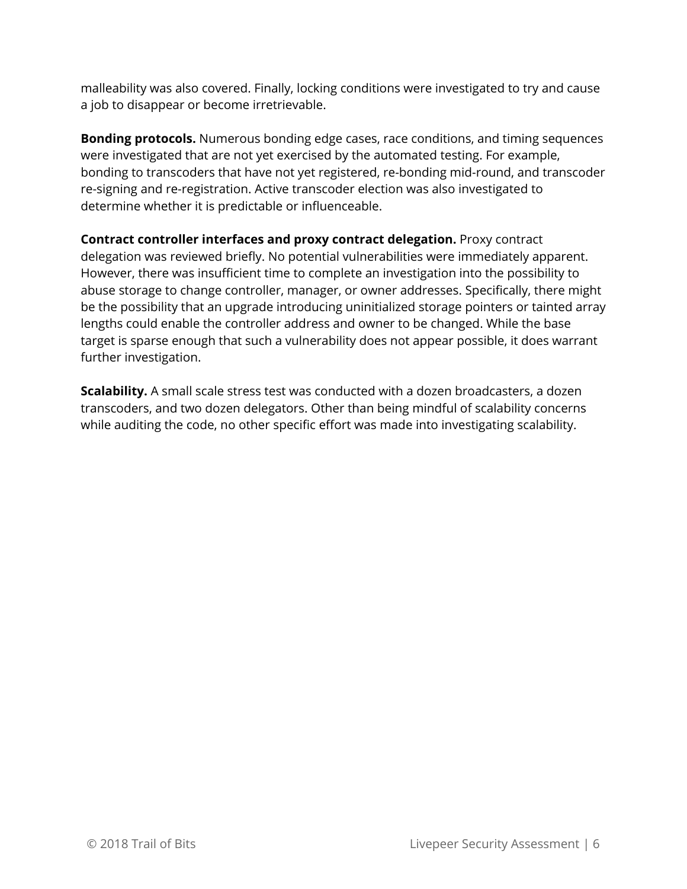malleability was also covered. Finally, locking conditions were investigated to try and cause a job to disappear or become irretrievable.

**Bonding protocols.** Numerous bonding edge cases, race conditions, and timing sequences were investigated that are not yet exercised by the automated testing. For example, bonding to transcoders that have not yet registered, re-bonding mid-round, and transcoder re-signing and re-registration. Active transcoder election was also investigated to determine whether it is predictable or influenceable.

**Contract controller interfaces and proxy contract delegation.** Proxy contract delegation was reviewed briefly. No potential vulnerabilities were immediately apparent. However, there was insufficient time to complete an investigation into the possibility to abuse storage to change controller, manager, or owner addresses. Specifically, there might be the possibility that an upgrade introducing uninitialized storage pointers or tainted array lengths could enable the controller address and owner to be changed. While the base target is sparse enough that such a vulnerability does not appear possible, it does warrant further investigation.

**Scalability.** A small scale stress test was conducted with a dozen broadcasters, a dozen transcoders, and two dozen delegators. Other than being mindful of scalability concerns while auditing the code, no other specific effort was made into investigating scalability.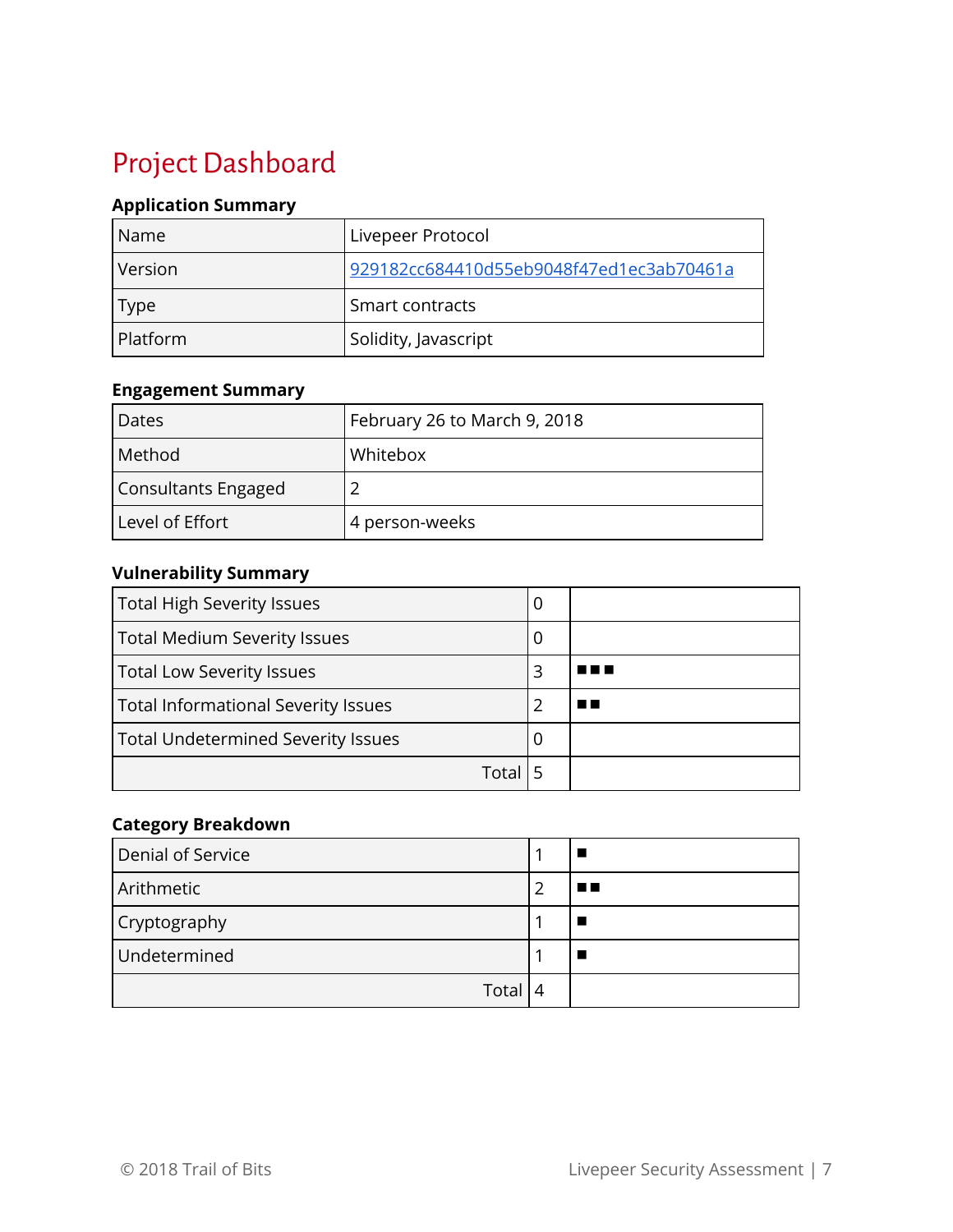# Project Dashboard

### Application Summary

| Name | Livepeer Protocol |
|---|---|
| Version | [929182cc684410d55eb9048f47ed1ec3ab70461a](929182cc684410d55eb9048f47ed1ec3ab70461a) |
| Type | Smart contracts |
| Platform | Solidity, Javascript |

### Engagement Summary

| Dates | February 26 to March 9, 2018 |
|---|---|
| Method | Whitebox |
| Consultants Engaged | 2 |
| Level of Effort | 4 person-weeks |

### Vulnerability Summary

| Total High Severity Issues | 0 | |
|---|---|---|
| Total Medium Severity Issues | 0 | |
| Total Low Severity Issues | 3 | ■■■ |
| Total Informational Severity Issues | 2 | ■■ |
| Total Undetermined Severity Issues | 0 | |
| Total | 5 | |

### Category Breakdown

| Denial of Service | 1 | ■ |
|---|---|---|
| Arithmetic | 2 | ■■ |
| Cryptography | 1 | ■ |
| Undetermined | 1 | ■ |
| Total | 4 | |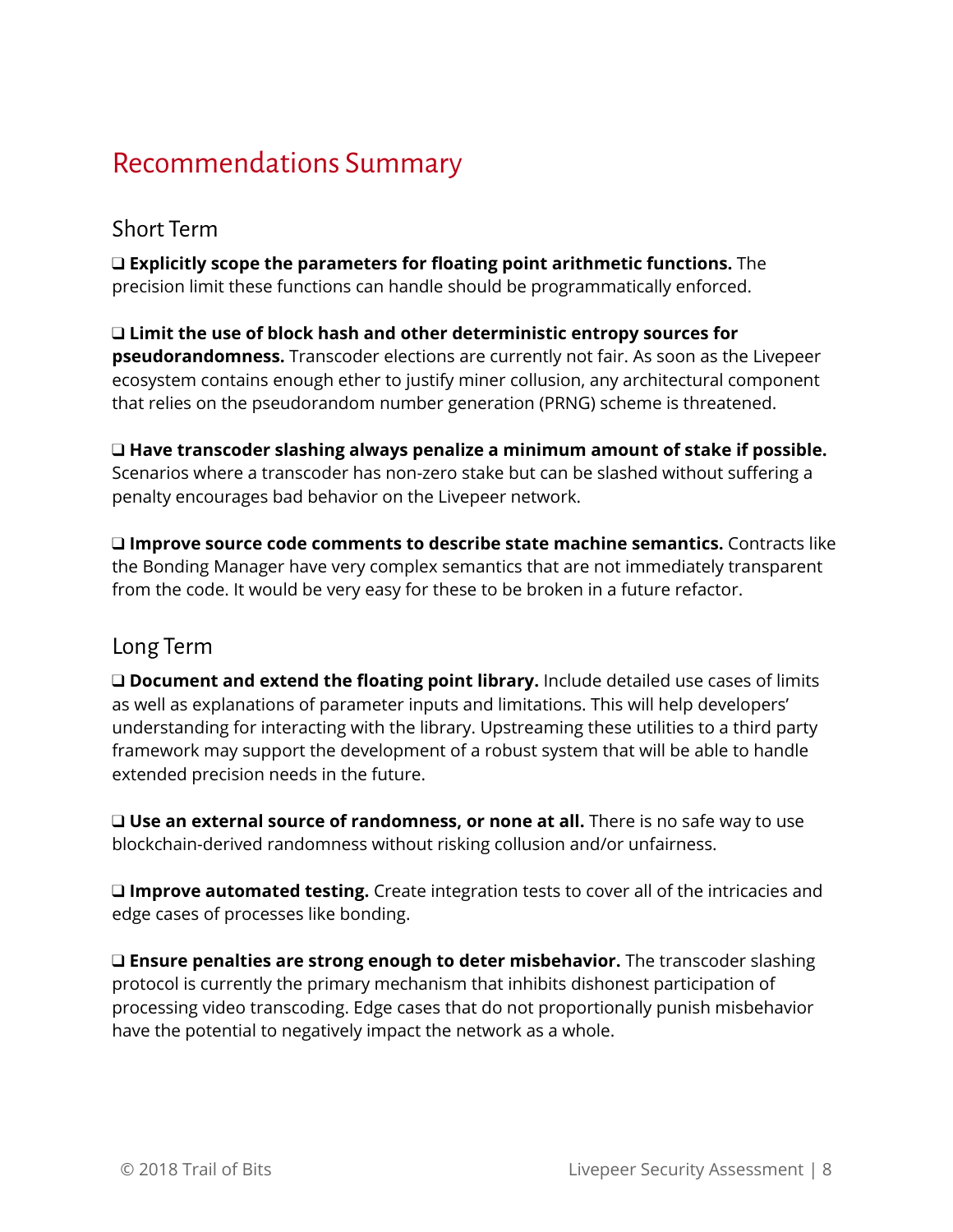# Recommendations Summary

## Short Term

❑ **Explicitly scope the parameters for floating point arithmetic functions.** The precision limit these functions can handle should be programmatically enforced.

❑ **Limit the use of block hash and other deterministic entropy sources for pseudorandomness.** Transcoder elections are currently not fair. As soon as the Livepeer ecosystem contains enough ether to justify miner collusion, any architectural component that relies on the pseudorandom number generation (PRNG) scheme is threatened.

❑ **Have transcoder slashing always penalize a minimum amount of stake if possible.** Scenarios where a transcoder has non-zero stake but can be slashed without suffering a penalty encourages bad behavior on the Livepeer network.

❑ **Improve source code comments to describe state machine semantics.** Contracts like the Bonding Manager have very complex semantics that are not immediately transparent from the code. It would be very easy for these to be broken in a future refactor.

## Long Term

❑ **Document and extend the floating point library.** Include detailed use cases of limits as well as explanations of parameter inputs and limitations. This will help developers' understanding for interacting with the library. Upstreaming these utilities to a third party framework may support the development of a robust system that will be able to handle extended precision needs in the future.

❑ **Use an external source of randomness, or none at all.** There is no safe way to use blockchain-derived randomness without risking collusion and/or unfairness.

❑ **Improve automated testing.** Create integration tests to cover all of the intricacies and edge cases of processes like bonding.

❑ **Ensure penalties are strong enough to deter misbehavior.** The transcoder slashing protocol is currently the primary mechanism that inhibits dishonest participation of processing video transcoding. Edge cases that do not proportionally punish misbehavior have the potential to negatively impact the network as a whole.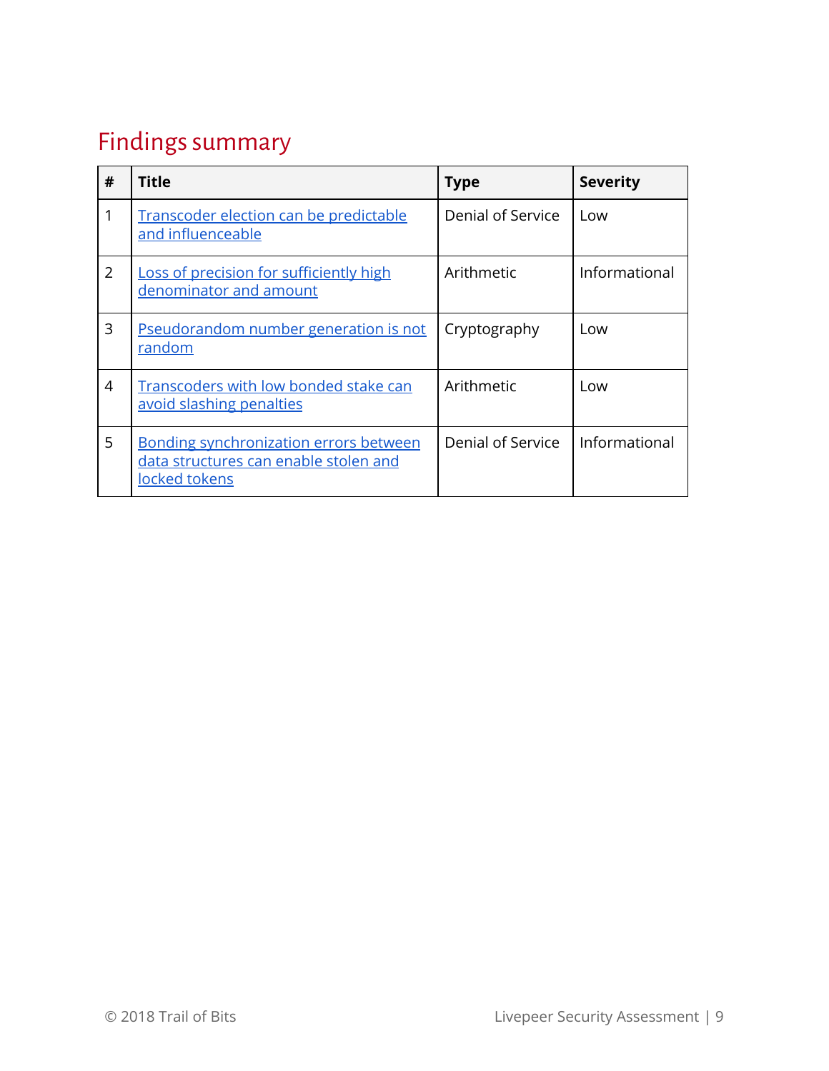## Findings summary

| # | Title | Type | Severity |
|---|---|---|---|
| 1 | Transcoder election can be predictable and influenceable | Denial of Service | Low |
| 2 | Loss of precision for sufficiently high denominator and amount | Arithmetic | Informational |
| 3 | Pseudorandom number generation is not random | Cryptography | Low |
| 4 | Transcoders with low bonded stake can avoid slashing penalties | Arithmetic | Low |
| 5 | Bonding synchronization errors between data structures can enable stolen and locked tokens | Denial of Service | Informational |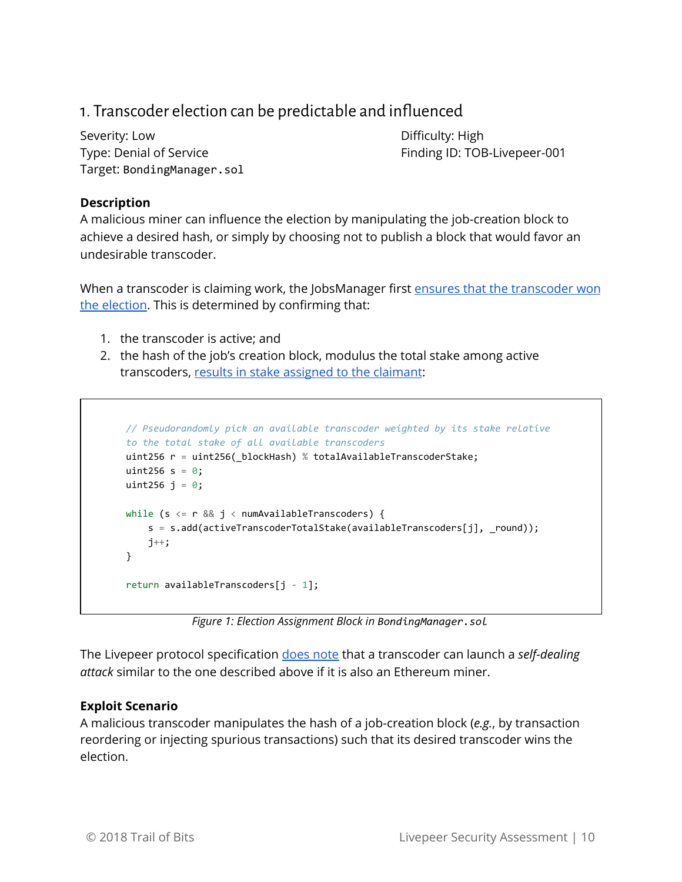## 1. Transcoder election can be predictable and influenced

Severity: Low
Type: Denial of Service
Target: `BondingManager.sol`

Difficulty: High
Finding ID: TOB-Livepeer-001

**Description**

A malicious miner can influence the election by manipulating the job-creation block to achieve a desired hash, or simply by choosing not to publish a block that would favor an undesirable transcoder.

When a transcoder is claiming work, the JobsManager first ensures that the transcoder won the election. This is determined by confirming that:

1. the transcoder is active; and
2. the hash of the job's creation block, modulus the total stake among active transcoders, results in stake assigned to the claimant:

```
// Pseudorandomly pick an available transcoder weighted by its stake relative
to the total stake of all available transcoders
uint256 r = uint256(_blockHash) % totalAvailableTranscoderStake;
uint256 s = 0;
uint256 j = 0;

while (s <= r && j < numAvailableTranscoders) {
    s = s.add(activeTranscoderTotalStake(availableTranscoders[j], _round));
    j++;
}

return availableTranscoders[j - 1];
```

*Figure 1: Election Assignment Block in `BondingManager.sol`*

The Livepeer protocol specification does note that a transcoder can launch a *self-dealing attack* similar to the one described above if it is also an Ethereum miner.

**Exploit Scenario**

A malicious transcoder manipulates the hash of a job-creation block (*e.g.*, by transaction reordering or injecting spurious transactions) such that its desired transcoder wins the election.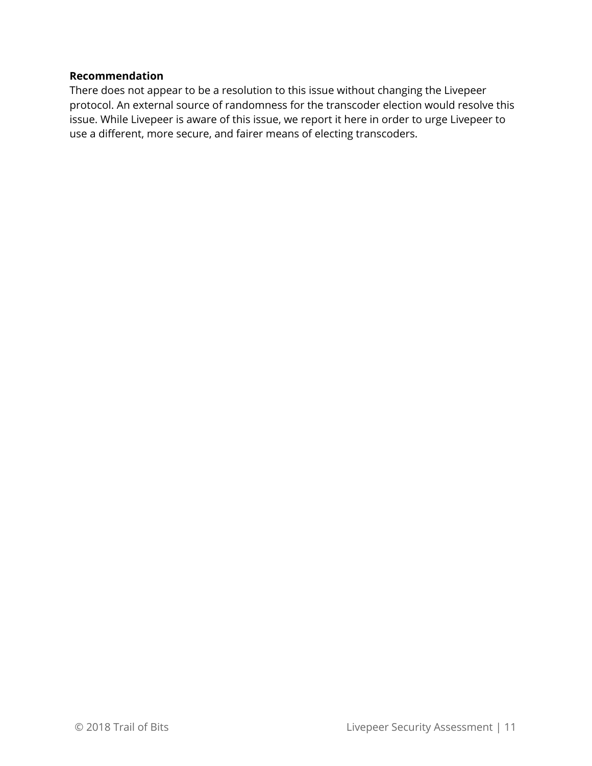**Recommendation**

There does not appear to be a resolution to this issue without changing the Livepeer protocol. An external source of randomness for the transcoder election would resolve this issue. While Livepeer is aware of this issue, we report it here in order to urge Livepeer to use a different, more secure, and fairer means of electing transcoders.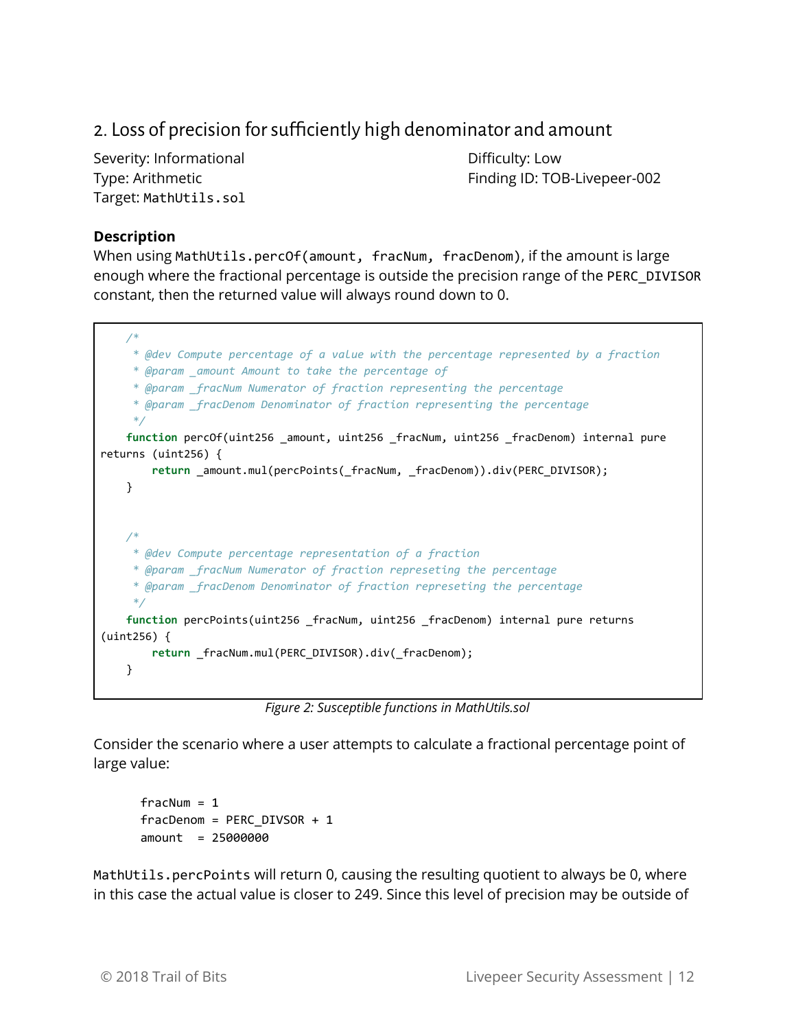## 2. Loss of precision for sufficiently high denominator and amount

Severity: Informational
Difficulty: Low
Type: Arithmetic
Finding ID: TOB-Livepeer-002
Target: `MathUtils.sol`

**Description**

When using `MathUtils.percOf(amount, fracNum, fracDenom)`, if the amount is large enough where the fractional percentage is outside the precision range of the `PERC_DIVISOR` constant, then the returned value will always round down to 0.

```
    /*
     * @dev Compute percentage of a value with the percentage represented by a fraction
     * @param _amount Amount to take the percentage of
     * @param _fracNum Numerator of fraction representing the percentage
     * @param _fracDenom Denominator of fraction representing the percentage
     */
    function percOf(uint256 _amount, uint256 _fracNum, uint256 _fracDenom) internal pure
returns (uint256) {
        return _amount.mul(percPoints(_fracNum, _fracDenom)).div(PERC_DIVISOR);
    }


    /*
     * @dev Compute percentage representation of a fraction
     * @param _fracNum Numerator of fraction represeting the percentage
     * @param _fracDenom Denominator of fraction represeting the percentage
     */
    function percPoints(uint256 _fracNum, uint256 _fracDenom) internal pure returns
(uint256) {
        return _fracNum.mul(PERC_DIVISOR).div(_fracDenom);
    }
```

*Figure 2: Susceptible functions in MathUtils.sol*

Consider the scenario where a user attempts to calculate a fractional percentage point of large value:

```
fracNum = 1
fracDenom = PERC_DIVSOR + 1
amount  = 25000000
```

`MathUtils.percPoints` will return 0, causing the resulting quotient to always be 0, where in this case the actual value is closer to 249. Since this level of precision may be outside of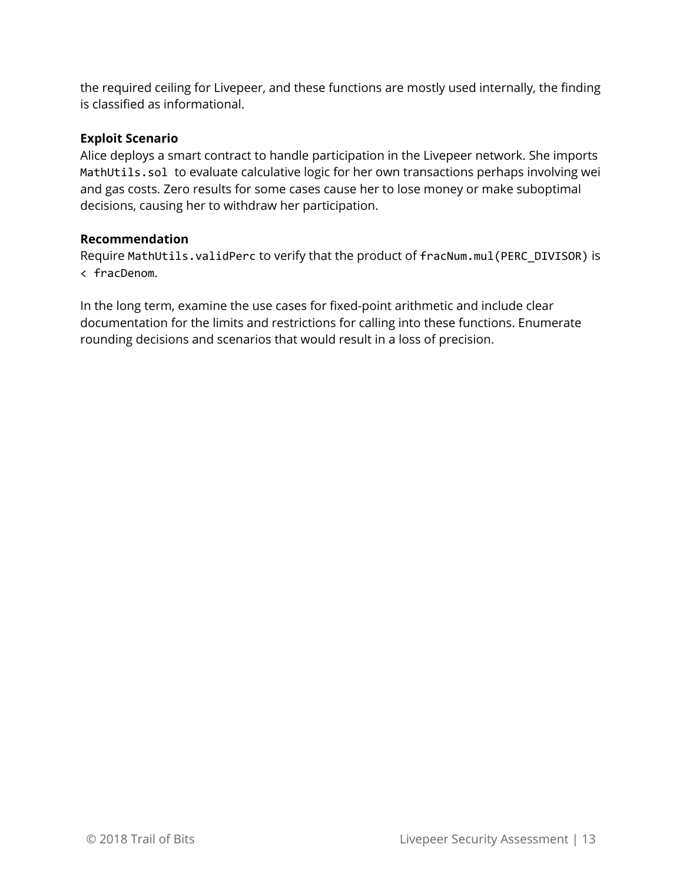the required ceiling for Livepeer, and these functions are mostly used internally, the finding is classified as informational.

**Exploit Scenario**

Alice deploys a smart contract to handle participation in the Livepeer network. She imports `MathUtils.sol` to evaluate calculative logic for her own transactions perhaps involving wei and gas costs. Zero results for some cases cause her to lose money or make suboptimal decisions, causing her to withdraw her participation.

**Recommendation**

Require `MathUtils.validPerc` to verify that the product of `fracNum.mul(PERC_DIVISOR)` is `< fracDenom`.

In the long term, examine the use cases for fixed-point arithmetic and include clear documentation for the limits and restrictions for calling into these functions. Enumerate rounding decisions and scenarios that would result in a loss of precision.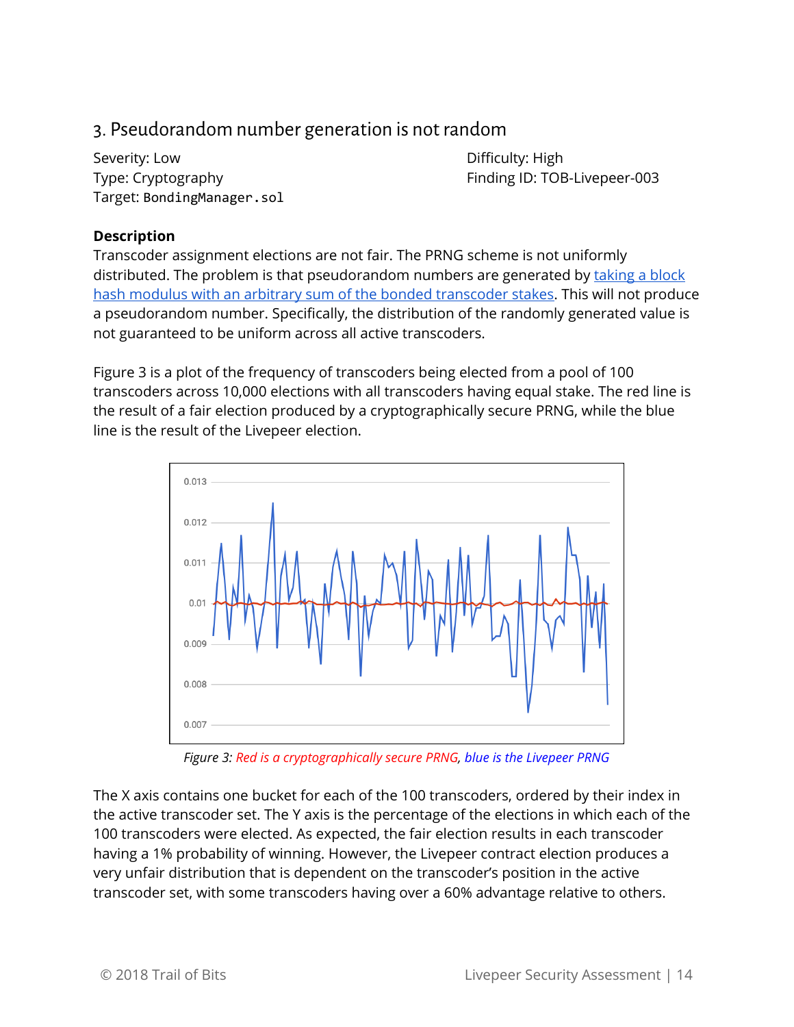### 3. Pseudorandom number generation is not random

Severity: Low
Difficulty: High
Type: Cryptography
Finding ID: TOB-Livepeer-003
Target: `BondingManager.sol`

**Description**

Transcoder assignment elections are not fair. The PRNG scheme is not uniformly distributed. The problem is that pseudorandom numbers are generated by taking a block hash modulus with an arbitrary sum of the bonded transcoder stakes. This will not produce a pseudorandom number. Specifically, the distribution of the randomly generated value is not guaranteed to be uniform across all active transcoders.

Figure 3 is a plot of the frequency of transcoders being elected from a pool of 100 transcoders across 10,000 elections with all transcoders having equal stake. The red line is the result of a fair election produced by a cryptographically secure PRNG, while the blue line is the result of the Livepeer election.

*Figure 3: Red is a cryptographically secure PRNG, blue is the Livepeer PRNG*

The X axis contains one bucket for each of the 100 transcoders, ordered by their index in the active transcoder set. The Y axis is the percentage of the elections in which each of the 100 transcoders were elected. As expected, the fair election results in each transcoder having a 1% probability of winning. However, the Livepeer contract election produces a very unfair distribution that is dependent on the transcoder's position in the active transcoder set, with some transcoders having over a 60% advantage relative to others.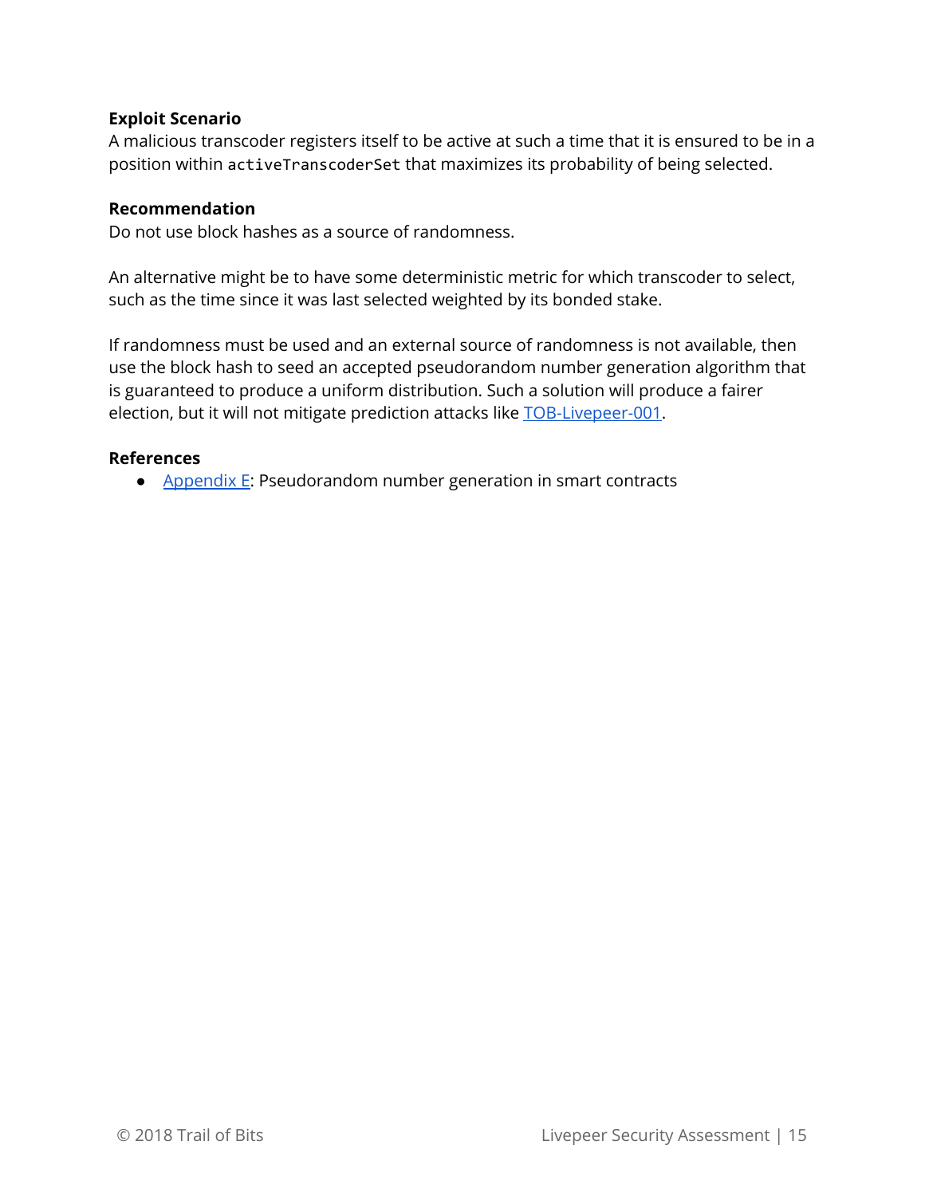**Exploit Scenario**

A malicious transcoder registers itself to be active at such a time that it is ensured to be in a position within `activeTranscoderSet` that maximizes its probability of being selected.

**Recommendation**

Do not use block hashes as a source of randomness.

An alternative might be to have some deterministic metric for which transcoder to select, such as the time since it was last selected weighted by its bonded stake.

If randomness must be used and an external source of randomness is not available, then use the block hash to seed an accepted pseudorandom number generation algorithm that is guaranteed to produce a uniform distribution. Such a solution will produce a fairer election, but it will not mitigate prediction attacks like TOB-Livepeer-001.

**References**

- Appendix E: Pseudorandom number generation in smart contracts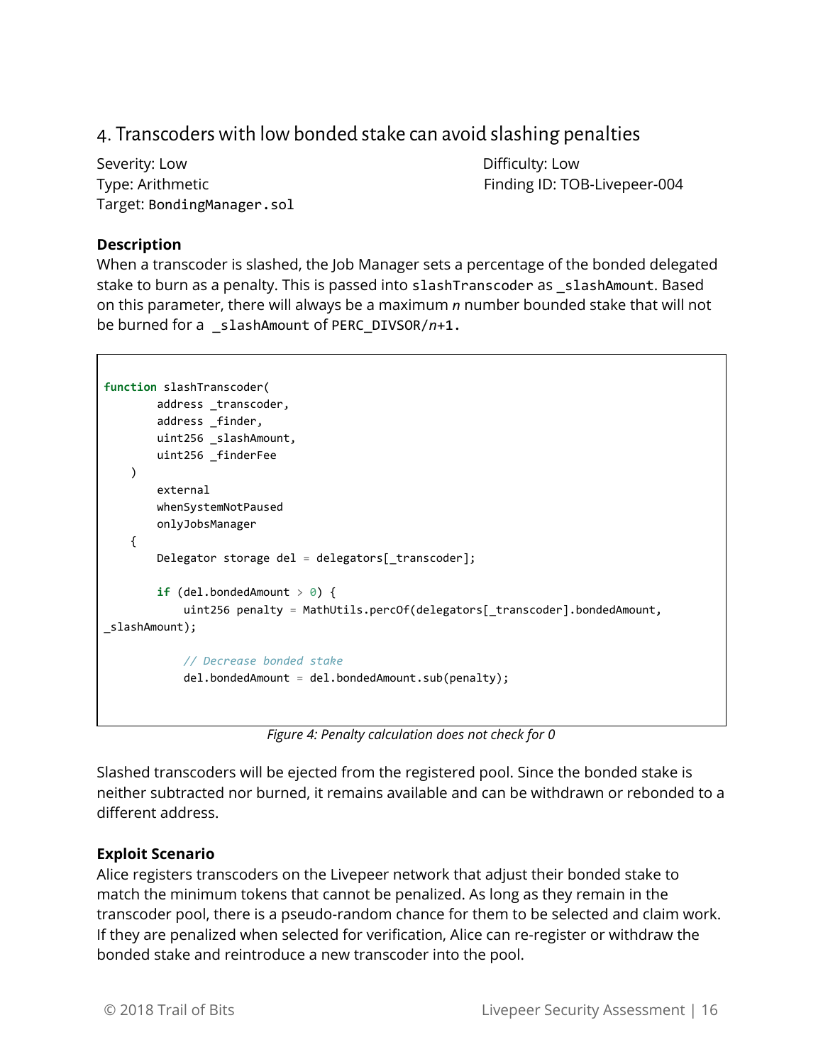## 4. Transcoders with low bonded stake can avoid slashing penalties

Severity: Low
Difficulty: Low
Type: Arithmetic
Finding ID: TOB-Livepeer-004
Target: `BondingManager.sol`

### Description

When a transcoder is slashed, the Job Manager sets a percentage of the bonded delegated stake to burn as a penalty. This is passed into `slashTranscoder` as `_slashAmount`. Based on this parameter, there will always be a maximum $n$ number bounded stake that will not be burned for a `_slashAmount` of `PERC_DIVSOR`/$n$+1.

```
function slashTranscoder(
        address _transcoder,
        address _finder,
        uint256 _slashAmount,
        uint256 _finderFee
    )
        external
        whenSystemNotPaused
        onlyJobsManager
    {
        Delegator storage del = delegators[_transcoder];

        if (del.bondedAmount > 0) {
            uint256 penalty = MathUtils.percOf(delegators[_transcoder].bondedAmount,
_slashAmount);

            // Decrease bonded stake
            del.bondedAmount = del.bondedAmount.sub(penalty);
```

*Figure 4: Penalty calculation does not check for 0*

Slashed transcoders will be ejected from the registered pool. Since the bonded stake is neither subtracted nor burned, it remains available and can be withdrawn or rebonded to a different address.

### Exploit Scenario

Alice registers transcoders on the Livepeer network that adjust their bonded stake to match the minimum tokens that cannot be penalized. As long as they remain in the transcoder pool, there is a pseudo-random chance for them to be selected and claim work. If they are penalized when selected for verification, Alice can re-register or withdraw the bonded stake and reintroduce a new transcoder into the pool.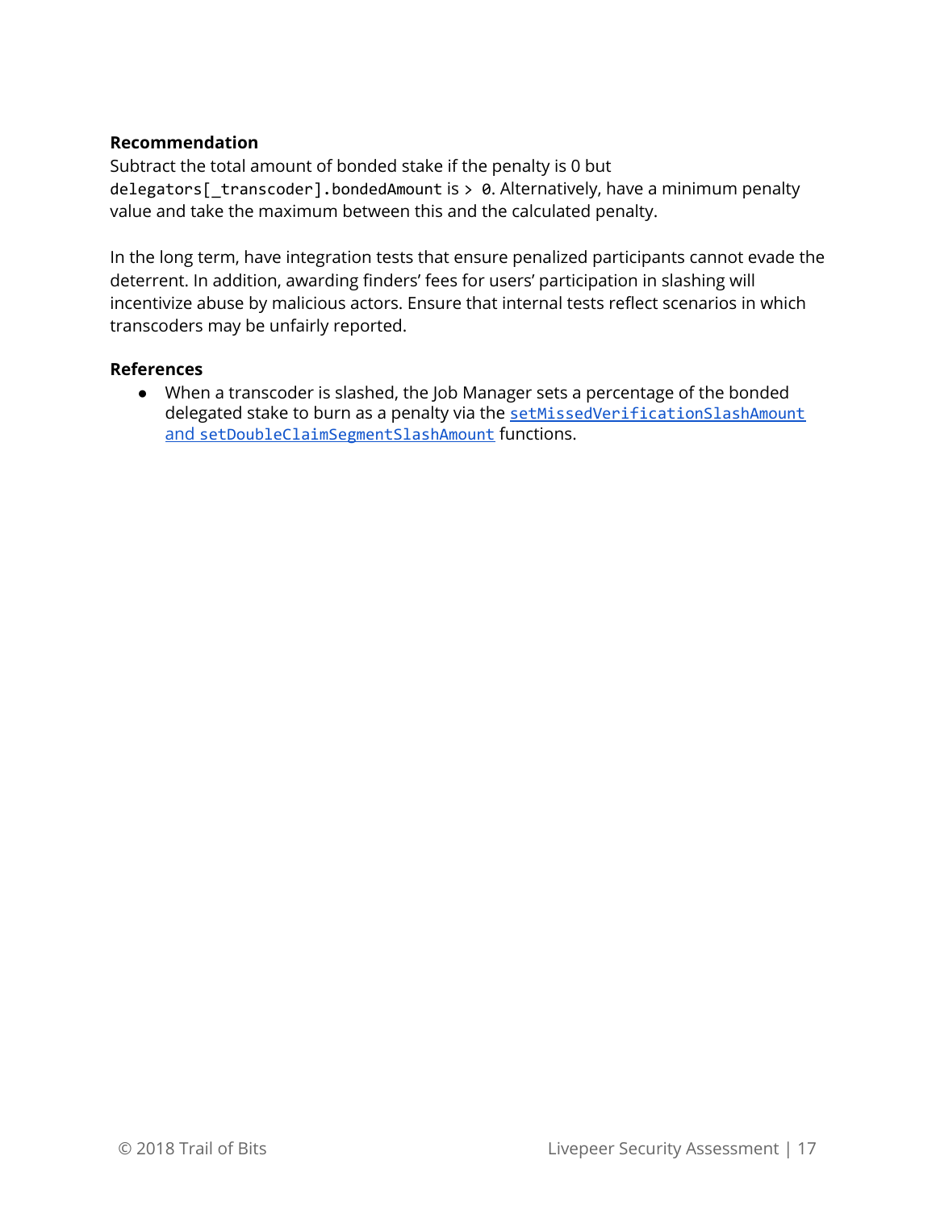**Recommendation**

Subtract the total amount of bonded stake if the penalty is 0 but `delegators[_transcoder].bondedAmount` is `> 0`. Alternatively, have a minimum penalty value and take the maximum between this and the calculated penalty.

In the long term, have integration tests that ensure penalized participants cannot evade the deterrent. In addition, awarding finders' fees for users' participation in slashing will incentivize abuse by malicious actors. Ensure that internal tests reflect scenarios in which transcoders may be unfairly reported.

**References**

- When a transcoder is slashed, the Job Manager sets a percentage of the bonded delegated stake to burn as a penalty via the `setMissedVerificationSlashAmount` and `setDoubleClaimSegmentSlashAmount` functions.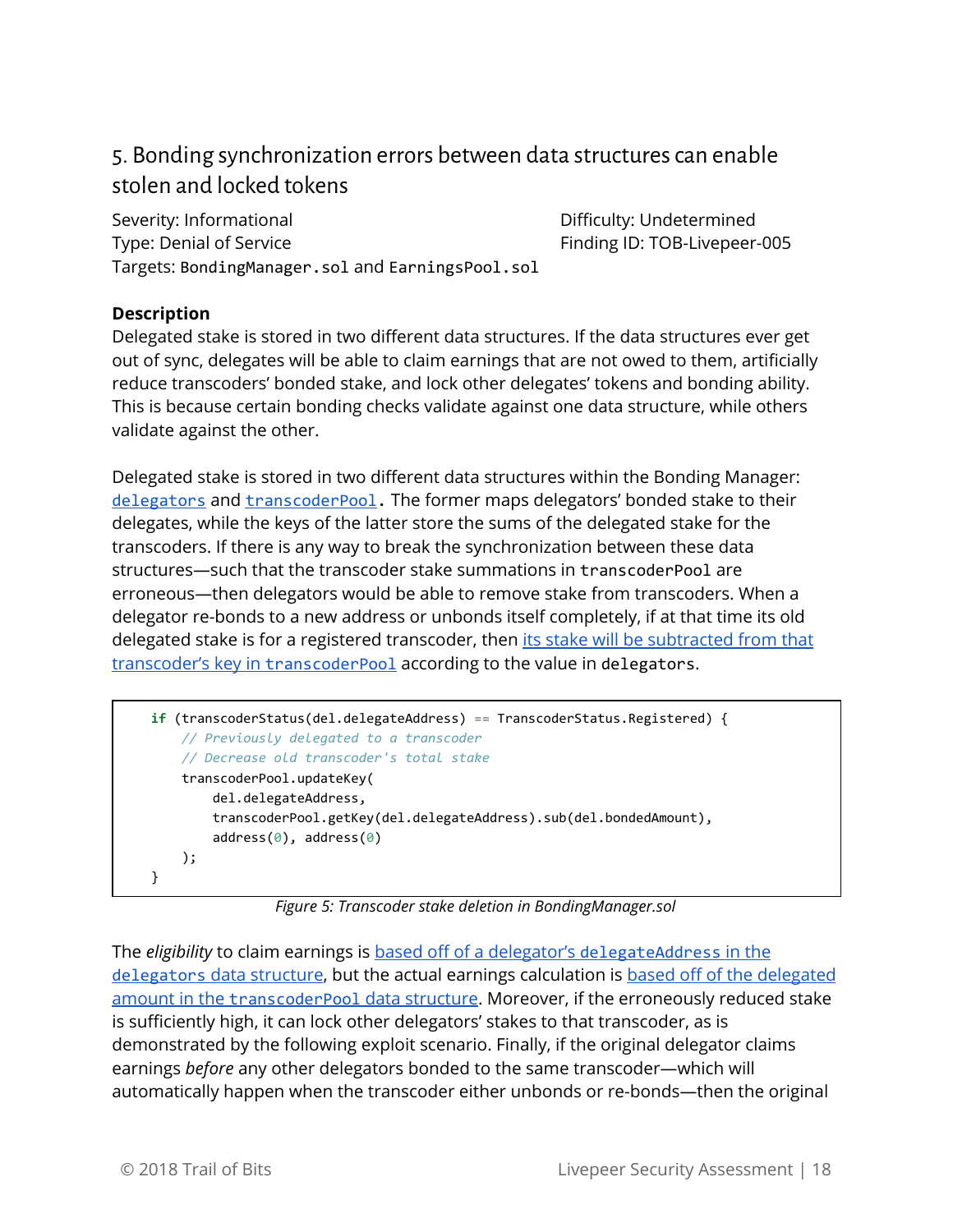## 5. Bonding synchronization errors between data structures can enable stolen and locked tokens

Severity: Informational
Difficulty: Undetermined
Type: Denial of Service
Finding ID: TOB-Livepeer-005
Targets: `BondingManager.sol` and `EarningsPool.sol`

**Description**

Delegated stake is stored in two different data structures. If the data structures ever get out of sync, delegates will be able to claim earnings that are not owed to them, artificially reduce transcoders' bonded stake, and lock other delegates' tokens and bonding ability. This is because certain bonding checks validate against one data structure, while others validate against the other.

Delegated stake is stored in two different data structures within the Bonding Manager: [`delegators`]() and [`transcoderPool`](). The former maps delegators' bonded stake to their delegates, while the keys of the latter store the sums of the delegated stake for the transcoders. If there is any way to break the synchronization between these data structures—such that the transcoder stake summations in `transcoderPool` are erroneous—then delegators would be able to remove stake from transcoders. When a delegator re-bonds to a new address or unbonds itself completely, if at that time its old delegated stake is for a registered transcoder, then [its stake will be subtracted from that transcoder's key in `transcoderPool`]() according to the value in `delegators`.

```
    if (transcoderStatus(del.delegateAddress) == TranscoderStatus.Registered) {
        // Previously delegated to a transcoder
        // Decrease old transcoder's total stake
        transcoderPool.updateKey(
            del.delegateAddress,
            transcoderPool.getKey(del.delegateAddress).sub(del.bondedAmount),
            address(0), address(0)
        );
    }
```

*Figure 5: Transcoder stake deletion in BondingManager.sol*

The *eligibility* to claim earnings is [based off of a delegator's `delegateAddress` in the `delegators` data structure](), but the actual earnings calculation is [based off of the delegated amount in the `transcoderPool` data structure](). Moreover, if the erroneously reduced stake is sufficiently high, it can lock other delegators' stakes to that transcoder, as is demonstrated by the following exploit scenario. Finally, if the original delegator claims earnings *before* any other delegators bonded to the same transcoder—which will automatically happen when the transcoder either unbonds or re-bonds—then the original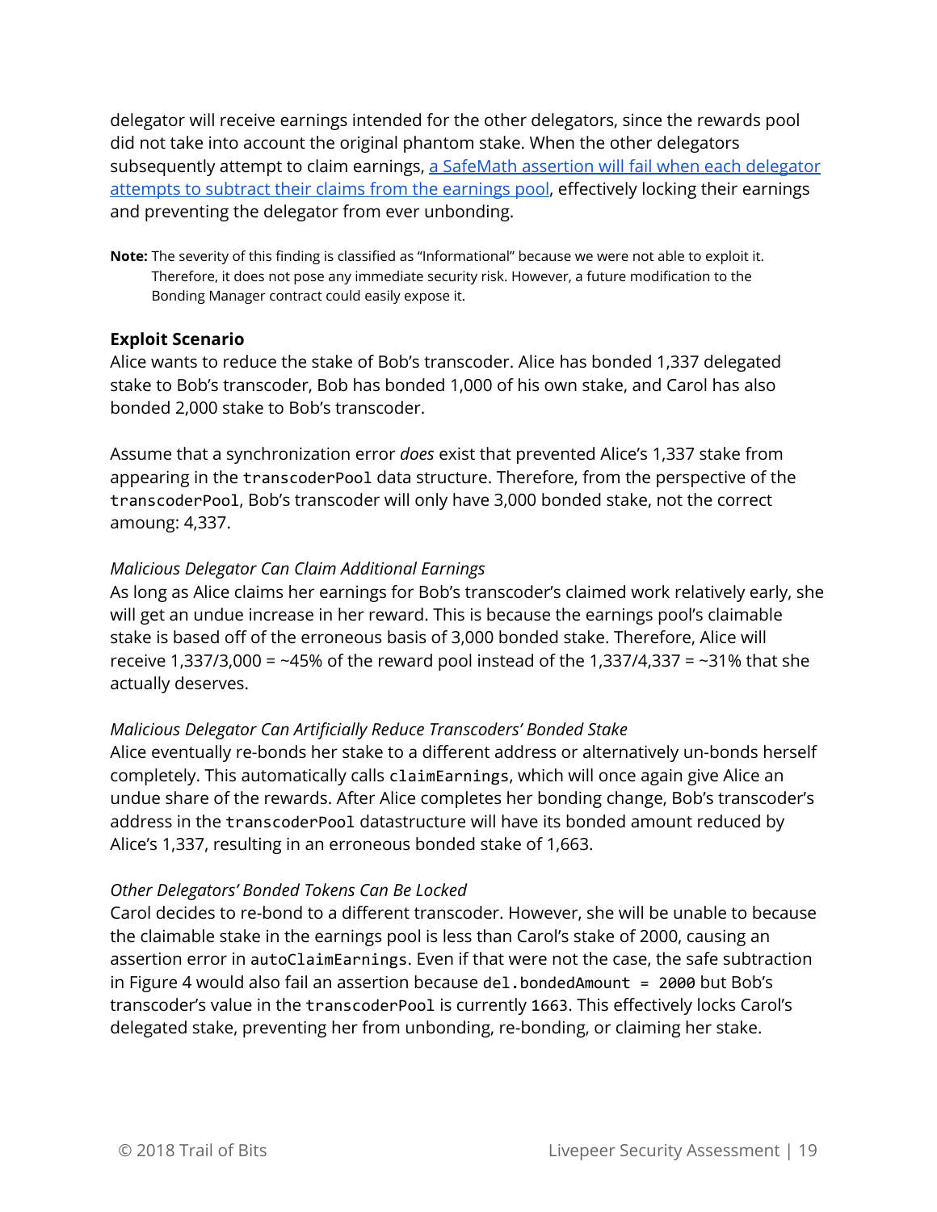delegator will receive earnings intended for the other delegators, since the rewards pool did not take into account the original phantom stake. When the other delegators subsequently attempt to claim earnings, [a SafeMath assertion will fail when each delegator attempts to subtract their claims from the earnings pool](), effectively locking their earnings and preventing the delegator from ever unbonding.

**Note:** The severity of this finding is classified as "Informational" because we were not able to exploit it. Therefore, it does not pose any immediate security risk. However, a future modification to the Bonding Manager contract could easily expose it.

**Exploit Scenario**

Alice wants to reduce the stake of Bob's transcoder. Alice has bonded 1,337 delegated stake to Bob's transcoder, Bob has bonded 1,000 of his own stake, and Carol has also bonded 2,000 stake to Bob's transcoder.

Assume that a synchronization error *does* exist that prevented Alice's 1,337 stake from appearing in the `transcoderPool` data structure. Therefore, from the perspective of the `transcoderPool`, Bob's transcoder will only have 3,000 bonded stake, not the correct amoung: 4,337.

*Malicious Delegator Can Claim Additional Earnings*

As long as Alice claims her earnings for Bob's transcoder's claimed work relatively early, she will get an undue increase in her reward. This is because the earnings pool's claimable stake is based off of the erroneous basis of 3,000 bonded stake. Therefore, Alice will receive 1,337/3,000 = ~45% of the reward pool instead of the 1,337/4,337 = ~31% that she actually deserves.

*Malicious Delegator Can Artificially Reduce Transcoders' Bonded Stake*

Alice eventually re-bonds her stake to a different address or alternatively un-bonds herself completely. This automatically calls `claimEarnings`, which will once again give Alice an undue share of the rewards. After Alice completes her bonding change, Bob's transcoder's address in the `transcoderPool` datastructure will have its bonded amount reduced by Alice's 1,337, resulting in an erroneous bonded stake of 1,663.

*Other Delegators' Bonded Tokens Can Be Locked*

Carol decides to re-bond to a different transcoder. However, she will be unable to because the claimable stake in the earnings pool is less than Carol's stake of 2000, causing an assertion error in `autoClaimEarnings`. Even if that were not the case, the safe subtraction in Figure 4 would also fail an assertion because `del.bondedAmount = 2000` but Bob's transcoder's value in the `transcoderPool` is currently `1663`. This effectively locks Carol's delegated stake, preventing her from unbonding, re-bonding, or claiming her stake.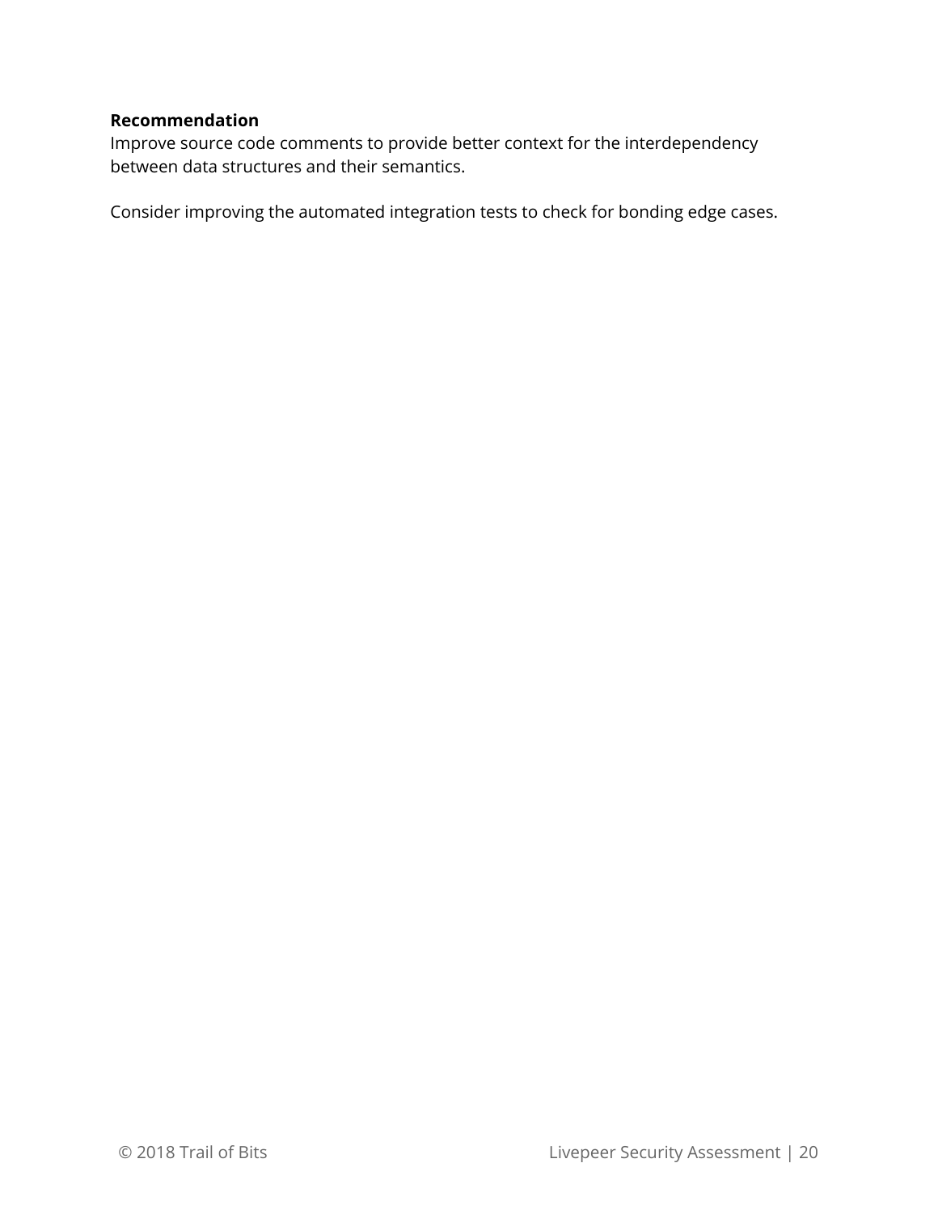**Recommendation**

Improve source code comments to provide better context for the interdependency between data structures and their semantics.

Consider improving the automated integration tests to check for bonding edge cases.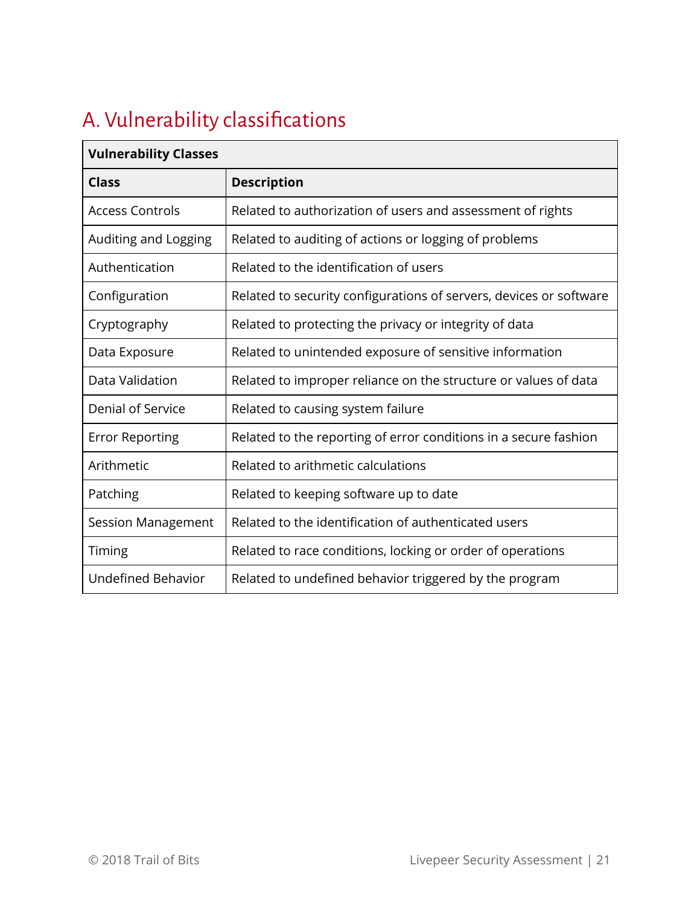## A. Vulnerability classifications

| Vulnerability Classes | |
|---|---|
| **Class** | **Description** |
| Access Controls | Related to authorization of users and assessment of rights |
| Auditing and Logging | Related to auditing of actions or logging of problems |
| Authentication | Related to the identification of users |
| Configuration | Related to security configurations of servers, devices or software |
| Cryptography | Related to protecting the privacy or integrity of data |
| Data Exposure | Related to unintended exposure of sensitive information |
| Data Validation | Related to improper reliance on the structure or values of data |
| Denial of Service | Related to causing system failure |
| Error Reporting | Related to the reporting of error conditions in a secure fashion |
| Arithmetic | Related to arithmetic calculations |
| Patching | Related to keeping software up to date |
| Session Management | Related to the identification of authenticated users |
| Timing | Related to race conditions, locking or order of operations |
| Undefined Behavior | Related to undefined behavior triggered by the program |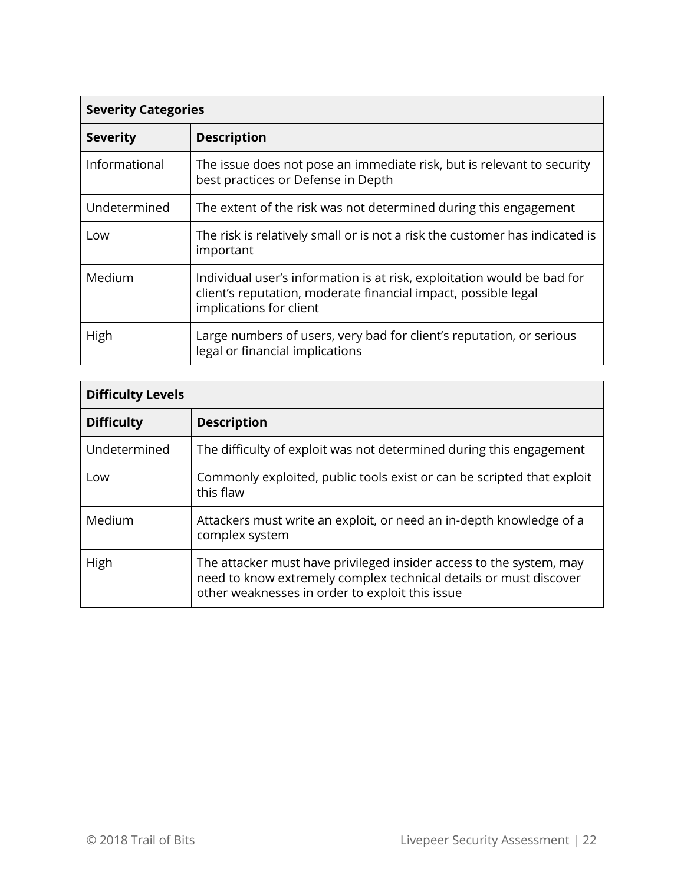| Severity Categories | |
|---|---|
| **Severity** | **Description** |
| Informational | The issue does not pose an immediate risk, but is relevant to security best practices or Defense in Depth |
| Undetermined | The extent of the risk was not determined during this engagement |
| Low | The risk is relatively small or is not a risk the customer has indicated is important |
| Medium | Individual user's information is at risk, exploitation would be bad for client's reputation, moderate financial impact, possible legal implications for client |
| High | Large numbers of users, very bad for client's reputation, or serious legal or financial implications |

| Difficulty Levels | |
|---|---|
| **Difficulty** | **Description** |
| Undetermined | The difficulty of exploit was not determined during this engagement |
| Low | Commonly exploited, public tools exist or can be scripted that exploit this flaw |
| Medium | Attackers must write an exploit, or need an in-depth knowledge of a complex system |
| High | The attacker must have privileged insider access to the system, may need to know extremely complex technical details or must discover other weaknesses in order to exploit this issue |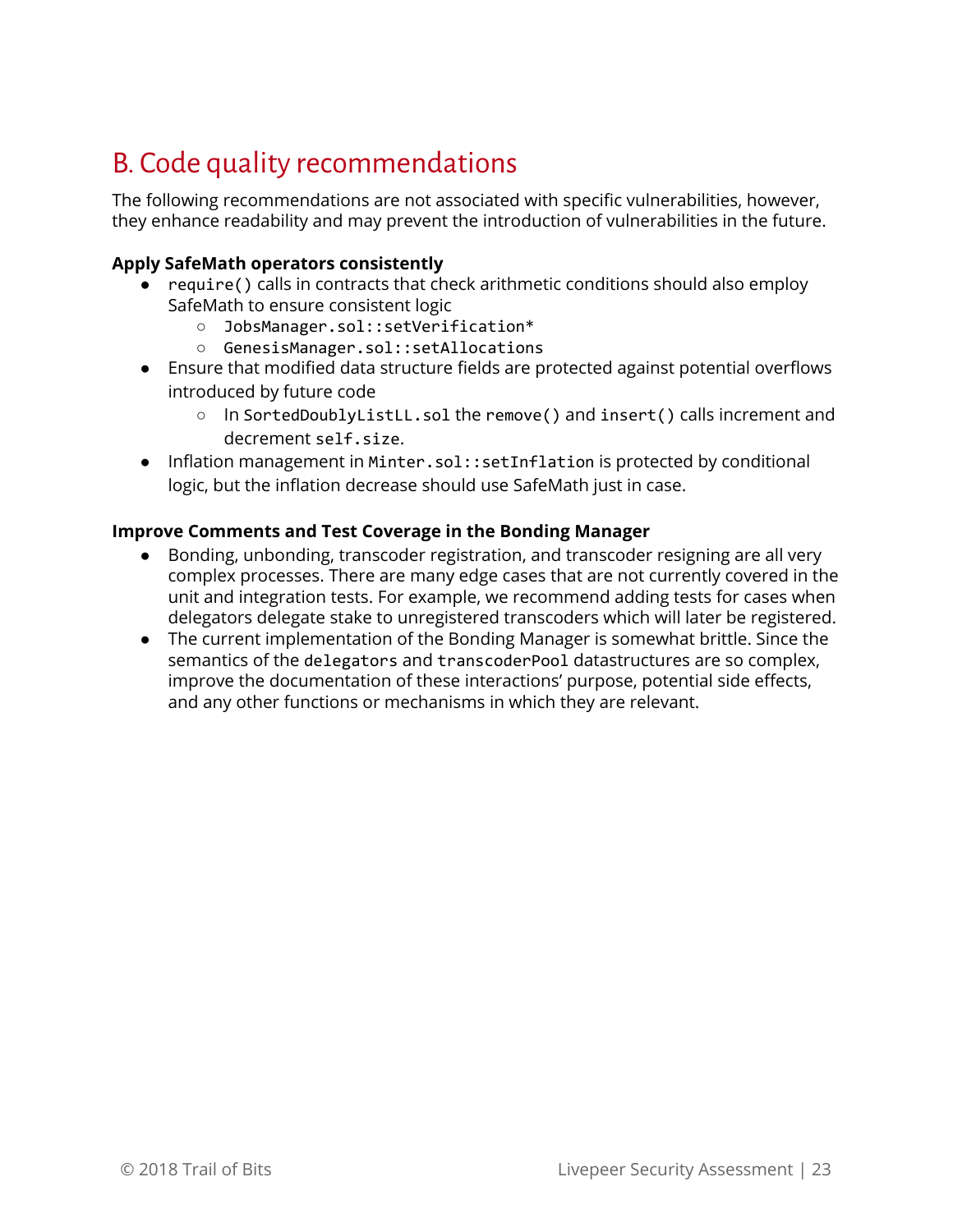## B. Code quality recommendations

The following recommendations are not associated with specific vulnerabilities, however, they enhance readability and may prevent the introduction of vulnerabilities in the future.

**Apply SafeMath operators consistently**

- `require()` calls in contracts that check arithmetic conditions should also employ SafeMath to ensure consistent logic
  - `JobsManager.sol::setVerification*`
  - `GenesisManager.sol::setAllocations`
- Ensure that modified data structure fields are protected against potential overflows introduced by future code
  - In `SortedDoublyListLL.sol` the `remove()` and `insert()` calls increment and decrement `self.size`.
- Inflation management in `Minter.sol::setInflation` is protected by conditional logic, but the inflation decrease should use SafeMath just in case.

**Improve Comments and Test Coverage in the Bonding Manager**

- Bonding, unbonding, transcoder registration, and transcoder resigning are all very complex processes. There are many edge cases that are not currently covered in the unit and integration tests. For example, we recommend adding tests for cases when delegators delegate stake to unregistered transcoders which will later be registered.
- The current implementation of the Bonding Manager is somewhat brittle. Since the semantics of the `delegators` and `transcoderPool` datastructures are so complex, improve the documentation of these interactions' purpose, potential side effects, and any other functions or mechanisms in which they are relevant.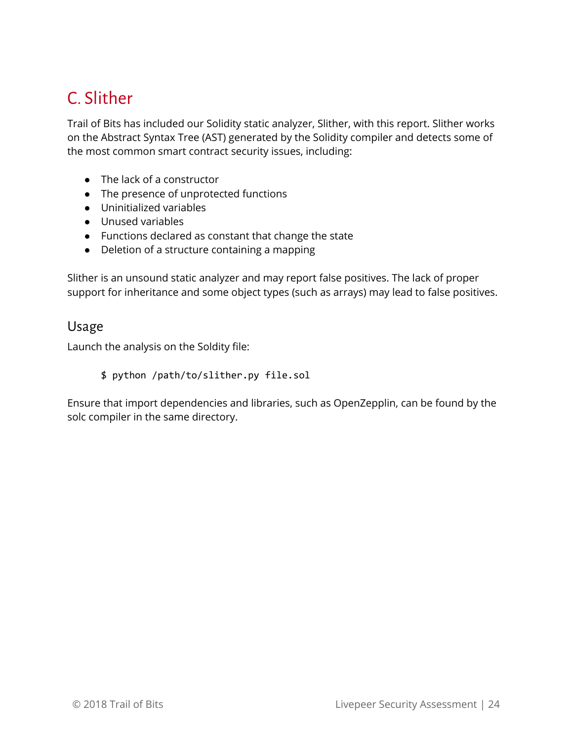# C. Slither

Trail of Bits has included our Solidity static analyzer, Slither, with this report. Slither works on the Abstract Syntax Tree (AST) generated by the Solidity compiler and detects some of the most common smart contract security issues, including:

- The lack of a constructor
- The presence of unprotected functions
- Uninitialized variables
- Unused variables
- Functions declared as constant that change the state
- Deletion of a structure containing a mapping

Slither is an unsound static analyzer and may report false positives. The lack of proper support for inheritance and some object types (such as arrays) may lead to false positives.

## Usage

Launch the analysis on the Soldity file:

```
$ python /path/to/slither.py file.sol
```

Ensure that import dependencies and libraries, such as OpenZepplin, can be found by the solc compiler in the same directory.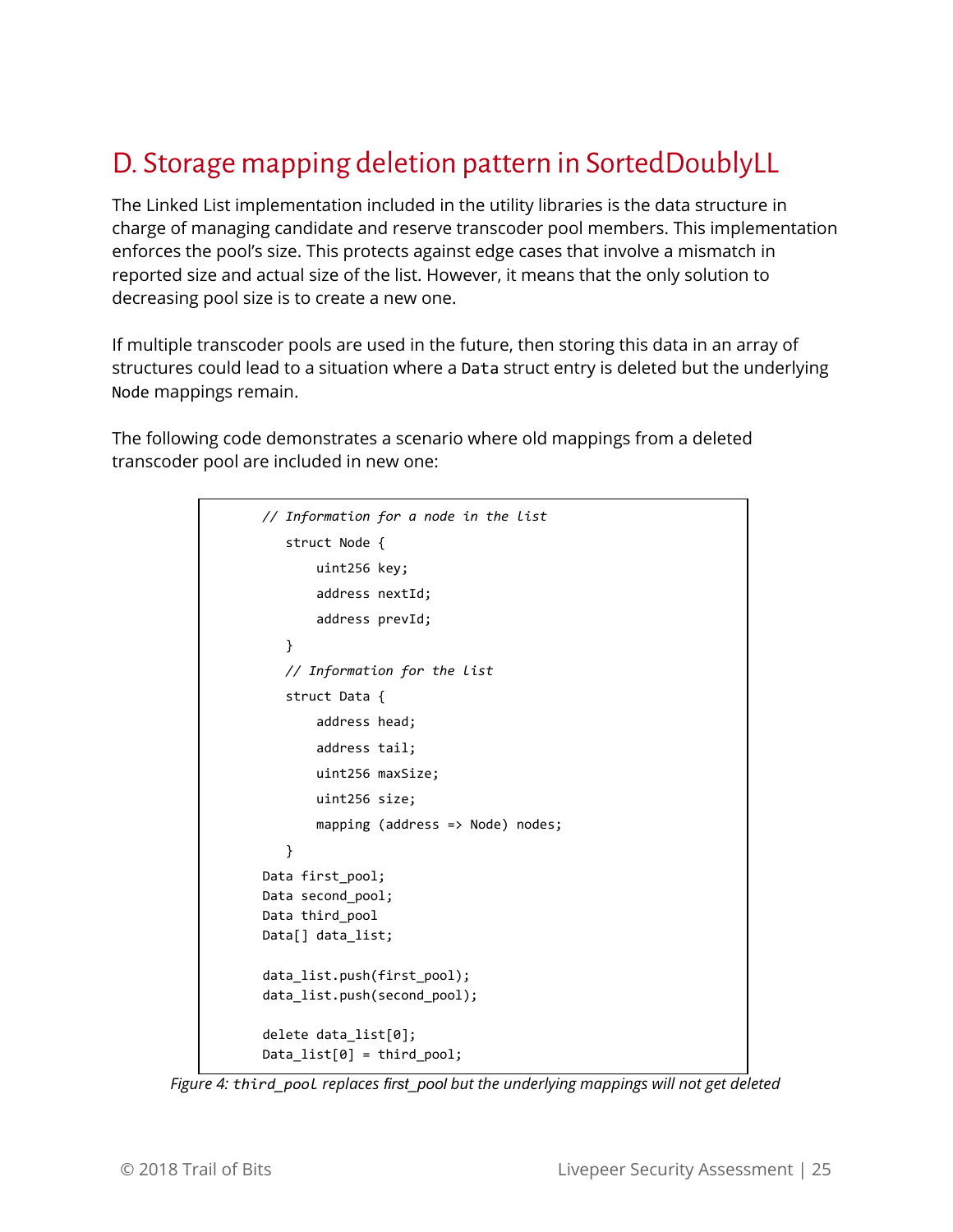# D. Storage mapping deletion pattern in SortedDoublyLL

The Linked List implementation included in the utility libraries is the data structure in charge of managing candidate and reserve transcoder pool members. This implementation enforces the pool's size. This protects against edge cases that involve a mismatch in reported size and actual size of the list. However, it means that the only solution to decreasing pool size is to create a new one.

If multiple transcoder pools are used in the future, then storing this data in an array of structures could lead to a situation where a `Data` struct entry is deleted but the underlying `Node` mappings remain.

The following code demonstrates a scenario where old mappings from a deleted transcoder pool are included in new one:

```
// Information for a node in the list
   struct Node {
       uint256 key;
       address nextId;
       address prevId;
   }
   // Information for the list
   struct Data {
       address head;
       address tail;
       uint256 maxSize;
       uint256 size;
       mapping (address => Node) nodes;
   }
Data first_pool;
Data second_pool;
Data third_pool
Data[] data_list;

data_list.push(first_pool);
data_list.push(second_pool);

delete data_list[0];
Data_list[0] = third_pool;
```

*Figure 4: `third_pool` replaces first_pool but the underlying mappings will not get deleted*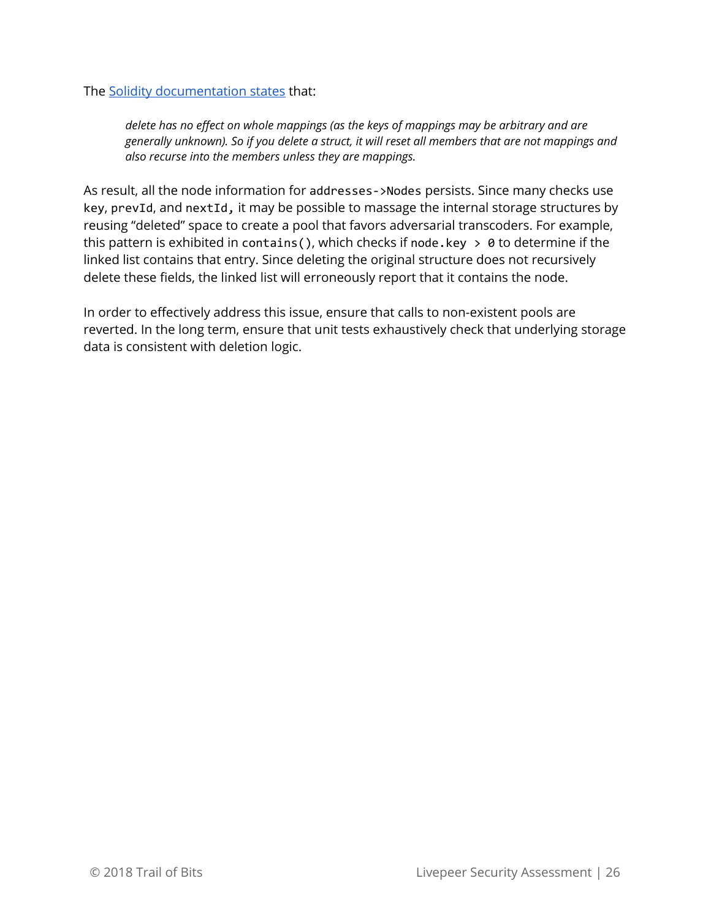The [Solidity documentation states](#) that:

> *delete has no effect on whole mappings (as the keys of mappings may be arbitrary and are generally unknown). So if you delete a struct, it will reset all members that are not mappings and also recurse into the members unless they are mappings.*

As result, all the node information for `addresses->Nodes` persists. Since many checks use `key`, `prevId`, and `nextId,` it may be possible to massage the internal storage structures by reusing "deleted" space to create a pool that favors adversarial transcoders. For example, this pattern is exhibited in `contains()`, which checks if `node.key > 0` to determine if the linked list contains that entry. Since deleting the original structure does not recursively delete these fields, the linked list will erroneously report that it contains the node.

In order to effectively address this issue, ensure that calls to non-existent pools are reverted. In the long term, ensure that unit tests exhaustively check that underlying storage data is consistent with deletion logic.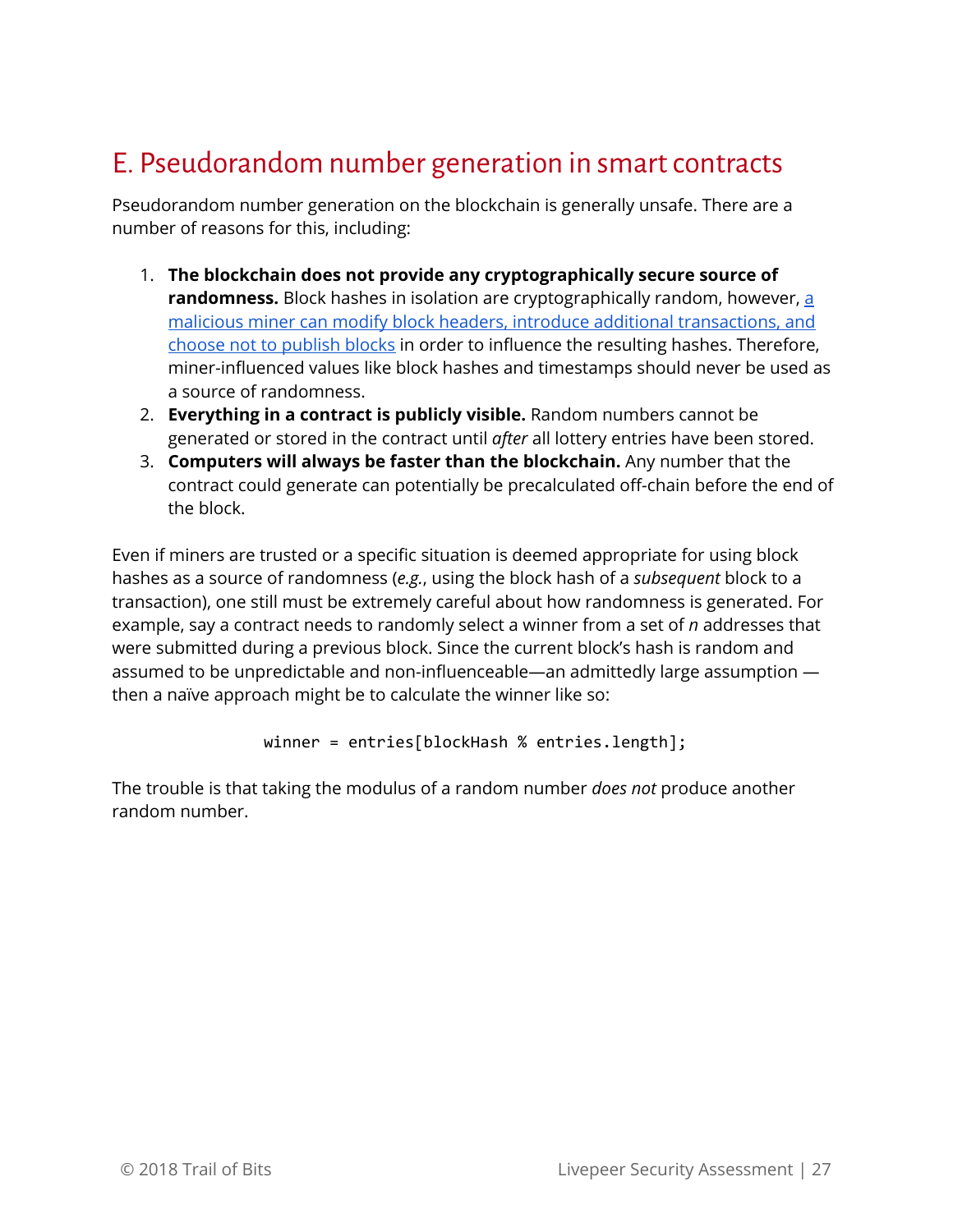## E. Pseudorandom number generation in smart contracts

Pseudorandom number generation on the blockchain is generally unsafe. There are a number of reasons for this, including:

1. **The blockchain does not provide any cryptographically secure source of randomness.** Block hashes in isolation are cryptographically random, however, a malicious miner can modify block headers, introduce additional transactions, and choose not to publish blocks in order to influence the resulting hashes. Therefore, miner-influenced values like block hashes and timestamps should never be used as a source of randomness.
2. **Everything in a contract is publicly visible.** Random numbers cannot be generated or stored in the contract until *after* all lottery entries have been stored.
3. **Computers will always be faster than the blockchain.** Any number that the contract could generate can potentially be precalculated off-chain before the end of the block.

Even if miners are trusted or a specific situation is deemed appropriate for using block hashes as a source of randomness (*e.g.*, using the block hash of a *subsequent* block to a transaction), one still must be extremely careful about how randomness is generated. For example, say a contract needs to randomly select a winner from a set of *n* addresses that were submitted during a previous block. Since the current block's hash is random and assumed to be unpredictable and non-influenceable—an admittedly large assumption — then a naïve approach might be to calculate the winner like so:

```
winner = entries[blockHash % entries.length];
```

The trouble is that taking the modulus of a random number *does not* produce another random number.